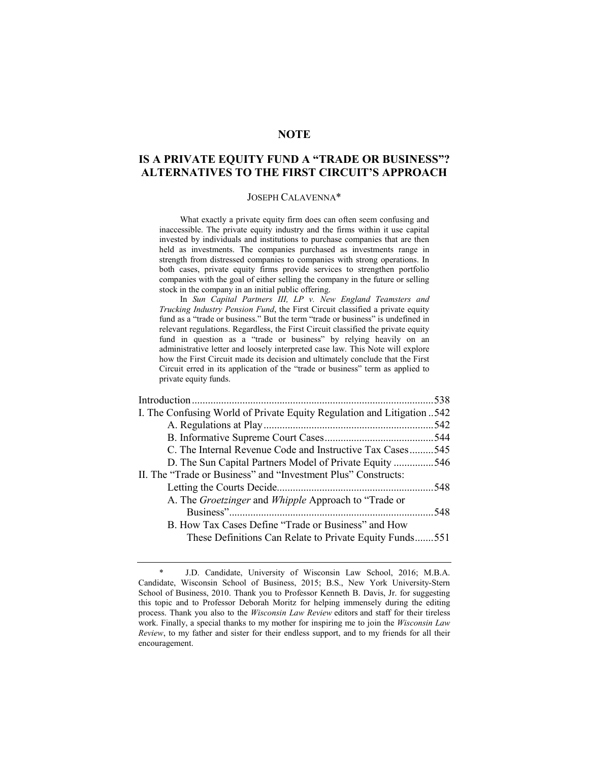**NOTE**

# IS A PRIVATE EQUITY FUND A "TRADE OR BUSINESS"? ALTERNATIVES TO THE FIRST CIRCUIT'S APPROACH

JOSEPH CALAVENNA*

What exactly a private equity firm does can often seem confusing and inaccessible. The private equity industry and the firms within it use capital invested by individuals and institutions to purchase companies that are then held as investments. The companies purchased as investments range in strength from distressed companies to companies with strong operations. In both cases, private equity firms provide services to strengthen portfolio companies with the goal of either selling the company in the future or selling stock in the company in an initial public offering.

In *Sun Capital Partners III, LP v. New England Teamsters and Trucking Industry Pension Fund*, the First Circuit classified a private equity fund as a "trade or business." But the term "trade or business" is undefined in relevant regulations. Regardless, the First Circuit classified the private equity fund in question as a "trade or business" by relying heavily on an administrative letter and loosely interpreted case law. This Note will explore how the First Circuit made its decision and ultimately conclude that the First Circuit erred in its application of the "trade or business" term as applied to private equity funds.

| | |
|---|---|
| Introduction | 538 |
| I. The Confusing World of Private Equity Regulation and Litigation | 542 |
| A. Regulations at Play | 542 |
| B. Informative Supreme Court Cases | 544 |
| C. The Internal Revenue Code and Instructive Tax Cases | 545 |
| D. The Sun Capital Partners Model of Private Equity | 546 |
| II. The "Trade or Business" and "Investment Plus" Constructs: Letting the Courts Decide | 548 |
| A. The *Groetzinger* and *Whipple* Approach to "Trade or Business" | 548 |
| B. How Tax Cases Define "Trade or Business" and How These Definitions Can Relate to Private Equity Funds | 551 |

\* J.D. Candidate, University of Wisconsin Law School, 2016; M.B.A. Candidate, Wisconsin School of Business, 2015; B.S., New York University-Stern School of Business, 2010. Thank you to Professor Kenneth B. Davis, Jr. for suggesting this topic and to Professor Deborah Moritz for helping immensely during the editing process. Thank you also to the *Wisconsin Law Review* editors and staff for their tireless work. Finally, a special thanks to my mother for inspiring me to join the *Wisconsin Law Review*, to my father and sister for their endless support, and to my friends for all their encouragement.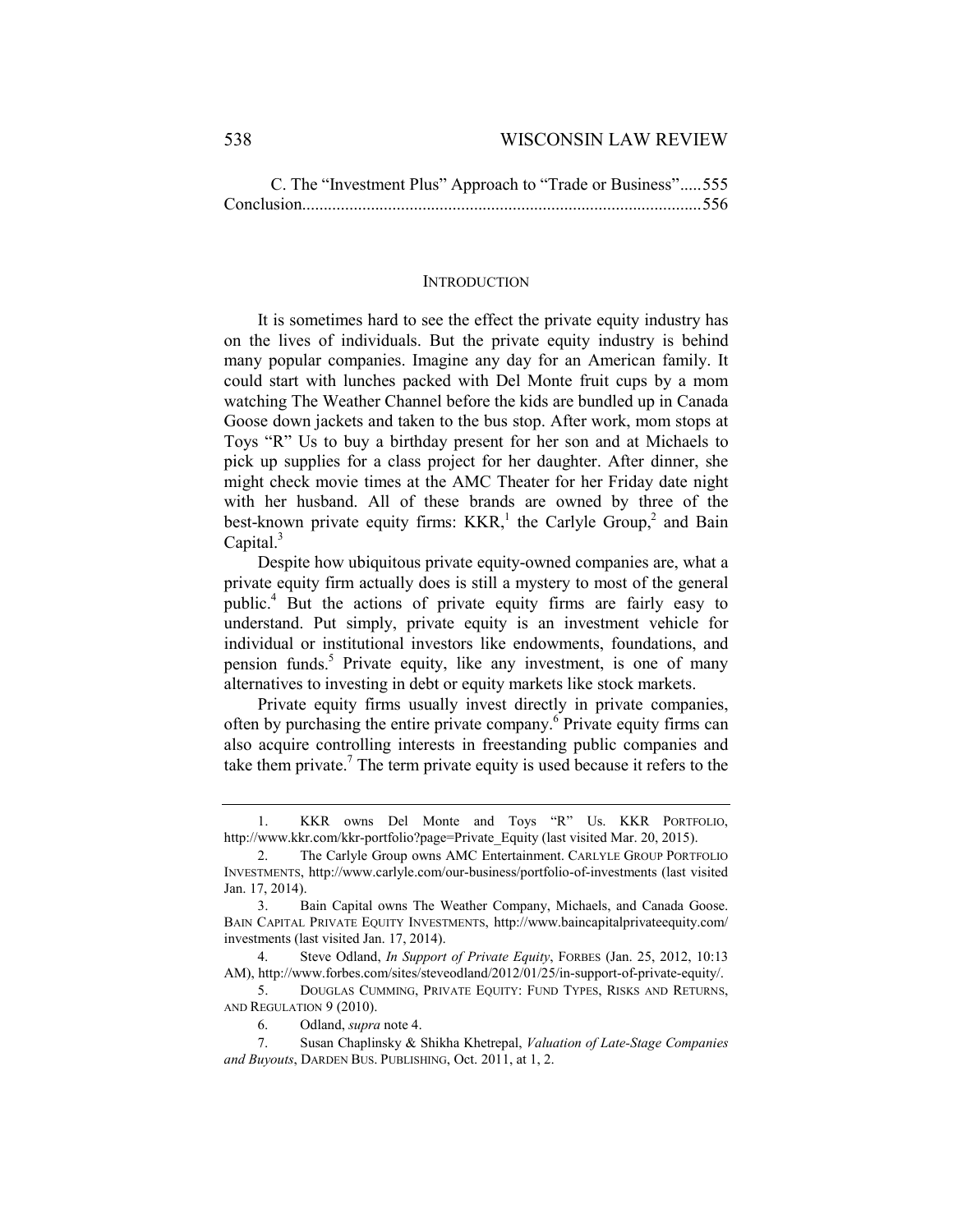C. The "Investment Plus" Approach to "Trade or Business".....555
Conclusion..........................................................................................556

## INTRODUCTION

It is sometimes hard to see the effect the private equity industry has on the lives of individuals. But the private equity industry is behind many popular companies. Imagine any day for an American family. It could start with lunches packed with Del Monte fruit cups by a mom watching The Weather Channel before the kids are bundled up in Canada Goose down jackets and taken to the bus stop. After work, mom stops at Toys "R" Us to buy a birthday present for her son and at Michaels to pick up supplies for a class project for her daughter. After dinner, she might check movie times at the AMC Theater for her Friday date night with her husband. All of these brands are owned by three of the best-known private equity firms: KKR,[1] the Carlyle Group,[2] and Bain Capital.[3]

Despite how ubiquitous private equity-owned companies are, what a private equity firm actually does is still a mystery to most of the general public.[4] But the actions of private equity firms are fairly easy to understand. Put simply, private equity is an investment vehicle for individual or institutional investors like endowments, foundations, and pension funds.[5] Private equity, like any investment, is one of many alternatives to investing in debt or equity markets like stock markets.

Private equity firms usually invest directly in private companies, often by purchasing the entire private company.[6] Private equity firms can also acquire controlling interests in freestanding public companies and take them private.[7] The term private equity is used because it refers to the

---

1. KKR owns Del Monte and Toys "R" Us. KKR PORTFOLIO, http://www.kkr.com/kkr-portfolio?page=Private_Equity (last visited Mar. 20, 2015).

2. The Carlyle Group owns AMC Entertainment. CARLYLE GROUP PORTFOLIO INVESTMENTS, http://www.carlyle.com/our-business/portfolio-of-investments (last visited Jan. 17, 2014).

3. Bain Capital owns The Weather Company, Michaels, and Canada Goose. BAIN CAPITAL PRIVATE EQUITY INVESTMENTS, http://www.baincapitalprivateequity.com/investments (last visited Jan. 17, 2014).

4. Steve Odland, *In Support of Private Equity*, FORBES (Jan. 25, 2012, 10:13 AM), http://www.forbes.com/sites/steveodland/2012/01/25/in-support-of-private-equity/.

5. DOUGLAS CUMMING, PRIVATE EQUITY: FUND TYPES, RISKS AND RETURNS, AND REGULATION 9 (2010).

6. Odland, *supra* note 4.

7. Susan Chaplinsky & Shikha Khetrepal, *Valuation of Late-Stage Companies and Buyouts*, DARDEN BUS. PUBLISHING, Oct. 2011, at 1, 2.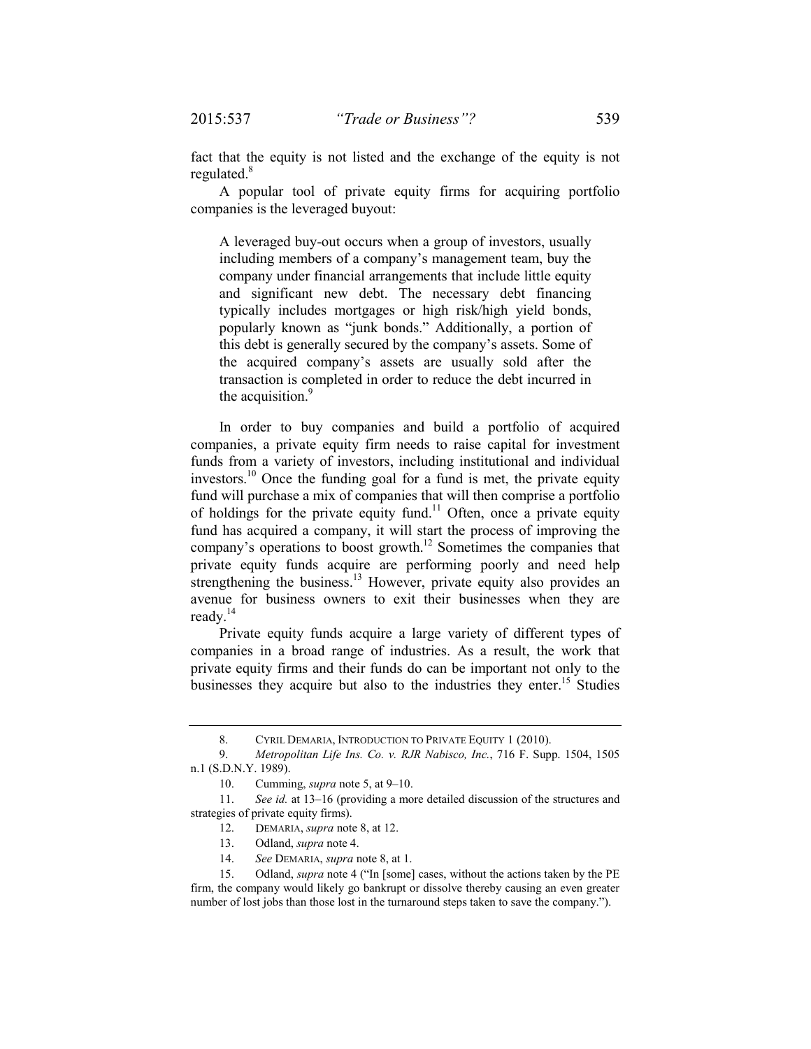fact that the equity is not listed and the exchange of the equity is not regulated.[8]

A popular tool of private equity firms for acquiring portfolio companies is the leveraged buyout:

> A leveraged buy-out occurs when a group of investors, usually including members of a company's management team, buy the company under financial arrangements that include little equity and significant new debt. The necessary debt financing typically includes mortgages or high risk/high yield bonds, popularly known as "junk bonds." Additionally, a portion of this debt is generally secured by the company's assets. Some of the acquired company's assets are usually sold after the transaction is completed in order to reduce the debt incurred in the acquisition.[9]

In order to buy companies and build a portfolio of acquired companies, a private equity firm needs to raise capital for investment funds from a variety of investors, including institutional and individual investors.[10] Once the funding goal for a fund is met, the private equity fund will purchase a mix of companies that will then comprise a portfolio of holdings for the private equity fund.[11] Often, once a private equity fund has acquired a company, it will start the process of improving the company's operations to boost growth.[12] Sometimes the companies that private equity funds acquire are performing poorly and need help strengthening the business.[13] However, private equity also provides an avenue for business owners to exit their businesses when they are ready.[14]

Private equity funds acquire a large variety of different types of companies in a broad range of industries. As a result, the work that private equity firms and their funds do can be important not only to the businesses they acquire but also to the industries they enter.[15] Studies

---

8. CYRIL DEMARIA, INTRODUCTION TO PRIVATE EQUITY 1 (2010).

9. *Metropolitan Life Ins. Co. v. RJR Nabisco, Inc.*, 716 F. Supp. 1504, 1505 n.1 (S.D.N.Y. 1989).

10. Cumming, *supra* note 5, at 9–10.

11. *See id.* at 13–16 (providing a more detailed discussion of the structures and strategies of private equity firms).

12. DEMARIA, *supra* note 8, at 12.

13. Odland, *supra* note 4.

14. *See* DEMARIA, *supra* note 8, at 1.

15. Odland, *supra* note 4 ("In [some] cases, without the actions taken by the PE firm, the company would likely go bankrupt or dissolve thereby causing an even greater number of lost jobs than those lost in the turnaround steps taken to save the company.").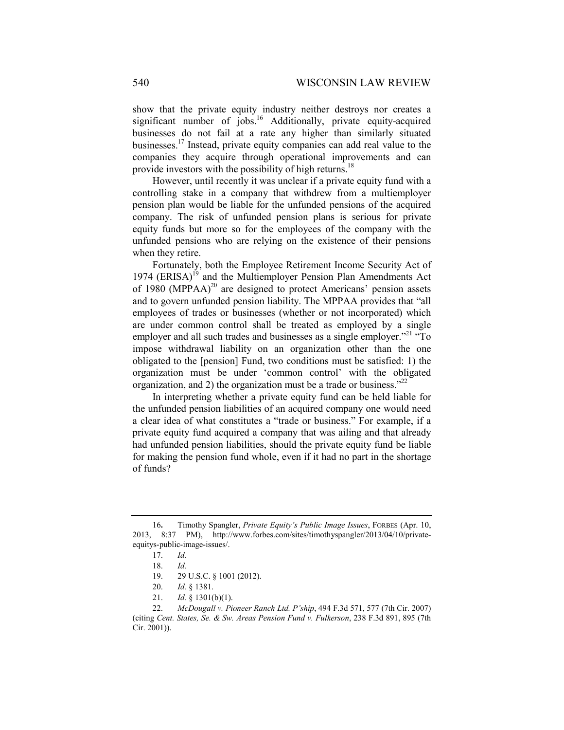show that the private equity industry neither destroys nor creates a significant number of jobs.[16] Additionally, private equity-acquired businesses do not fail at a rate any higher than similarly situated businesses.[17] Instead, private equity companies can add real value to the companies they acquire through operational improvements and can provide investors with the possibility of high returns.[18]

However, until recently it was unclear if a private equity fund with a controlling stake in a company that withdrew from a multiemployer pension plan would be liable for the unfunded pensions of the acquired company. The risk of unfunded pension plans is serious for private equity funds but more so for the employees of the company with the unfunded pensions who are relying on the existence of their pensions when they retire.

Fortunately, both the Employee Retirement Income Security Act of 1974 (ERISA)[19] and the Multiemployer Pension Plan Amendments Act of 1980 (MPPAA)[20] are designed to protect Americans' pension assets and to govern unfunded pension liability. The MPPAA provides that "all employees of trades or businesses (whether or not incorporated) which are under common control shall be treated as employed by a single employer and all such trades and businesses as a single employer."[21] "To impose withdrawal liability on an organization other than the one obligated to the [pension] Fund, two conditions must be satisfied: 1) the organization must be under 'common control' with the obligated organization, and 2) the organization must be a trade or business."[22]

In interpreting whether a private equity fund can be held liable for the unfunded pension liabilities of an acquired company one would need a clear idea of what constitutes a "trade or business." For example, if a private equity fund acquired a company that was ailing and that already had unfunded pension liabilities, should the private equity fund be liable for making the pension fund whole, even if it had no part in the shortage of funds?

---

16. Timothy Spangler, *Private Equity's Public Image Issues*, FORBES (Apr. 10, 2013, 8:37 PM), http://www.forbes.com/sites/timothyspangler/2013/04/10/private-equitys-public-image-issues/.

17. *Id.*

18. *Id.*

19. 29 U.S.C. § 1001 (2012).

20. *Id.* § 1381.

21. *Id.* § 1301(b)(1).

22. *McDougall v. Pioneer Ranch Ltd. P'ship*, 494 F.3d 571, 577 (7th Cir. 2007) (citing *Cent. States, Se. & Sw. Areas Pension Fund v. Fulkerson*, 238 F.3d 891, 895 (7th Cir. 2001)).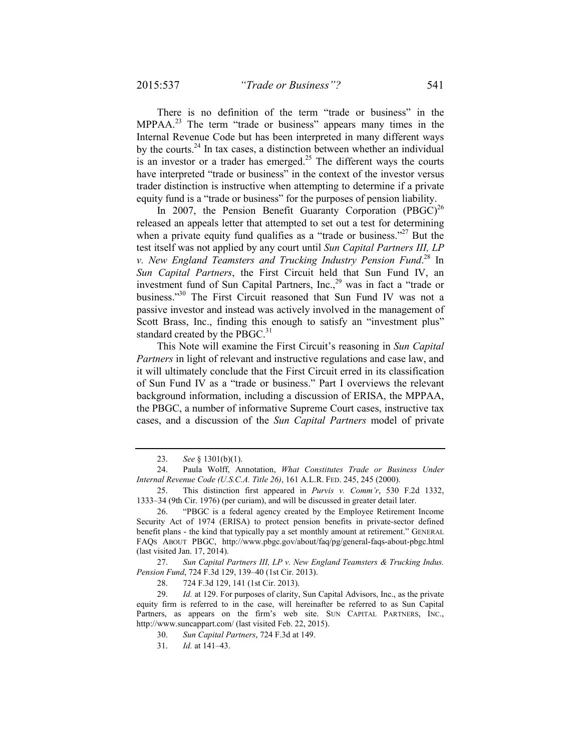There is no definition of the term "trade or business" in the MPPAA.[23] The term "trade or business" appears many times in the Internal Revenue Code but has been interpreted in many different ways by the courts.[24] In tax cases, a distinction between whether an individual is an investor or a trader has emerged.[25] The different ways the courts have interpreted "trade or business" in the context of the investor versus trader distinction is instructive when attempting to determine if a private equity fund is a "trade or business" for the purposes of pension liability.

In 2007, the Pension Benefit Guaranty Corporation (PBGC)[26] released an appeals letter that attempted to set out a test for determining when a private equity fund qualifies as a "trade or business."[27] But the test itself was not applied by any court until *Sun Capital Partners III, LP v. New England Teamsters and Trucking Industry Pension Fund*.[28] In *Sun Capital Partners*, the First Circuit held that Sun Fund IV, an investment fund of Sun Capital Partners, Inc.,[29] was in fact a "trade or business."[30] The First Circuit reasoned that Sun Fund IV was not a passive investor and instead was actively involved in the management of Scott Brass, Inc., finding this enough to satisfy an "investment plus" standard created by the PBGC.[31]

This Note will examine the First Circuit's reasoning in *Sun Capital Partners* in light of relevant and instructive regulations and case law, and it will ultimately conclude that the First Circuit erred in its classification of Sun Fund IV as a "trade or business." Part I overviews the relevant background information, including a discussion of ERISA, the MPPAA, the PBGC, a number of informative Supreme Court cases, instructive tax cases, and a discussion of the *Sun Capital Partners* model of private

---

23. *See* § 1301(b)(1).

24. Paula Wolff, Annotation, *What Constitutes Trade or Business Under Internal Revenue Code (U.S.C.A. Title 26)*, 161 A.L.R. FED. 245, 245 (2000).

25. This distinction first appeared in *Purvis v. Comm'r*, 530 F.2d 1332, 1333–34 (9th Cir. 1976) (per curiam), and will be discussed in greater detail later.

26. "PBGC is a federal agency created by the Employee Retirement Income Security Act of 1974 (ERISA) to protect pension benefits in private-sector defined benefit plans - the kind that typically pay a set monthly amount at retirement." GENERAL FAQS ABOUT PBGC, http://www.pbgc.gov/about/faq/pg/general-faqs-about-pbgc.html (last visited Jan. 17, 2014).

27. *Sun Capital Partners III, LP v. New England Teamsters & Trucking Indus. Pension Fund*, 724 F.3d 129, 139–40 (1st Cir. 2013).

28. 724 F.3d 129, 141 (1st Cir. 2013).

29. *Id.* at 129. For purposes of clarity, Sun Capital Advisors, Inc., as the private equity firm is referred to in the case, will hereinafter be referred to as Sun Capital Partners, as appears on the firm's web site. SUN CAPITAL PARTNERS, INC., http://www.suncappart.com/ (last visited Feb. 22, 2015).

30. *Sun Capital Partners*, 724 F.3d at 149.

31. *Id.* at 141–43.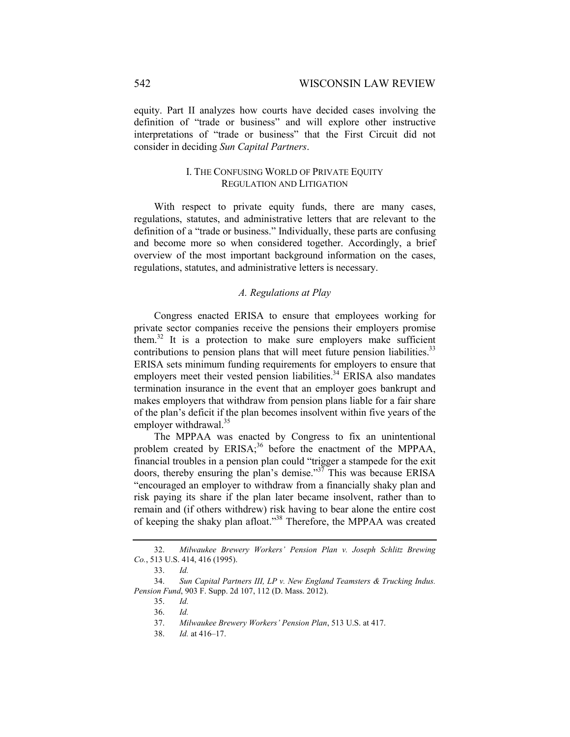equity. Part II analyzes how courts have decided cases involving the definition of "trade or business" and will explore other instructive interpretations of "trade or business" that the First Circuit did not consider in deciding *Sun Capital Partners*.

## I. The Confusing World of Private Equity Regulation and Litigation

With respect to private equity funds, there are many cases, regulations, statutes, and administrative letters that are relevant to the definition of a "trade or business." Individually, these parts are confusing and become more so when considered together. Accordingly, a brief overview of the most important background information on the cases, regulations, statutes, and administrative letters is necessary.

### *A. Regulations at Play*

Congress enacted ERISA to ensure that employees working for private sector companies receive the pensions their employers promise them.[32] It is a protection to make sure employers make sufficient contributions to pension plans that will meet future pension liabilities.[33] ERISA sets minimum funding requirements for employers to ensure that employers meet their vested pension liabilities.[34] ERISA also mandates termination insurance in the event that an employer goes bankrupt and makes employers that withdraw from pension plans liable for a fair share of the plan's deficit if the plan becomes insolvent within five years of the employer withdrawal.[35]

The MPPAA was enacted by Congress to fix an unintentional problem created by ERISA;[36] before the enactment of the MPPAA, financial troubles in a pension plan could "trigger a stampede for the exit doors, thereby ensuring the plan's demise."[37] This was because ERISA "encouraged an employer to withdraw from a financially shaky plan and risk paying its share if the plan later became insolvent, rather than to remain and (if others withdrew) risk having to bear alone the entire cost of keeping the shaky plan afloat."[38] Therefore, the MPPAA was created

---

32. *Milwaukee Brewery Workers' Pension Plan v. Joseph Schlitz Brewing Co.*, 513 U.S. 414, 416 (1995).

33. *Id.*

34. *Sun Capital Partners III, LP v. New England Teamsters & Trucking Indus. Pension Fund*, 903 F. Supp. 2d 107, 112 (D. Mass. 2012).

35. *Id.*

36. *Id.*

37. *Milwaukee Brewery Workers' Pension Plan*, 513 U.S. at 417.

38. *Id.* at 416–17.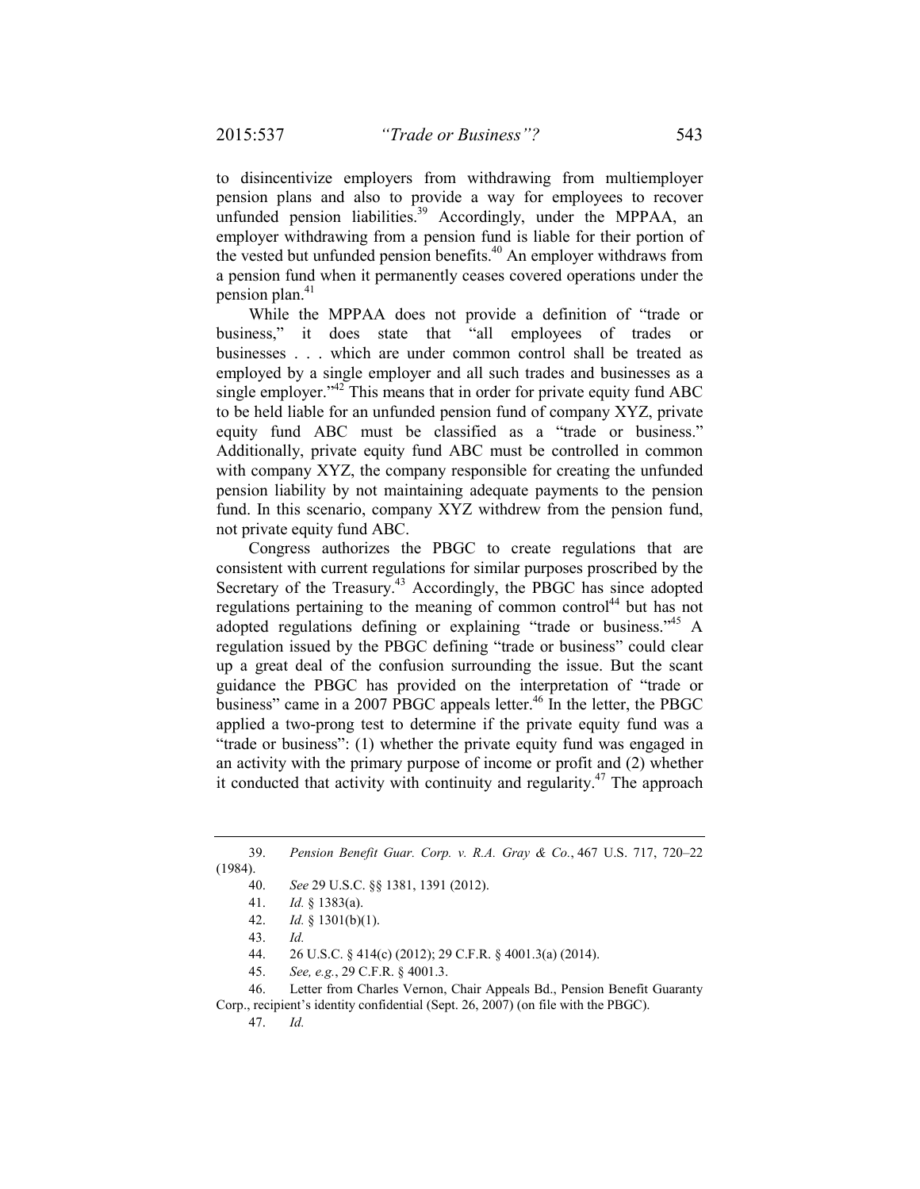to disincentivize employers from withdrawing from multiemployer pension plans and also to provide a way for employees to recover unfunded pension liabilities.[39] Accordingly, under the MPPAA, an employer withdrawing from a pension fund is liable for their portion of the vested but unfunded pension benefits.[40] An employer withdraws from a pension fund when it permanently ceases covered operations under the pension plan.[41]

While the MPPAA does not provide a definition of "trade or business," it does state that "all employees of trades or businesses . . . which are under common control shall be treated as employed by a single employer and all such trades and businesses as a single employer."[42] This means that in order for private equity fund ABC to be held liable for an unfunded pension fund of company XYZ, private equity fund ABC must be classified as a "trade or business." Additionally, private equity fund ABC must be controlled in common with company XYZ, the company responsible for creating the unfunded pension liability by not maintaining adequate payments to the pension fund. In this scenario, company XYZ withdrew from the pension fund, not private equity fund ABC.

Congress authorizes the PBGC to create regulations that are consistent with current regulations for similar purposes proscribed by the Secretary of the Treasury.[43] Accordingly, the PBGC has since adopted regulations pertaining to the meaning of common control[44] but has not adopted regulations defining or explaining "trade or business."[45] A regulation issued by the PBGC defining "trade or business" could clear up a great deal of the confusion surrounding the issue. But the scant guidance the PBGC has provided on the interpretation of "trade or business" came in a 2007 PBGC appeals letter.[46] In the letter, the PBGC applied a two-prong test to determine if the private equity fund was a "trade or business": (1) whether the private equity fund was engaged in an activity with the primary purpose of income or profit and (2) whether it conducted that activity with continuity and regularity.[47] The approach

---

39. *Pension Benefit Guar. Corp. v. R.A. Gray & Co.*, 467 U.S. 717, 720–22 (1984).

40. *See* 29 U.S.C. §§ 1381, 1391 (2012).

41. *Id.* § 1383(a).

42. *Id.* § 1301(b)(1).

43. *Id.*

44. 26 U.S.C. § 414(c) (2012); 29 C.F.R. § 4001.3(a) (2014).

45. *See, e.g.*, 29 C.F.R. § 4001.3.

46. Letter from Charles Vernon, Chair Appeals Bd., Pension Benefit Guaranty Corp., recipient's identity confidential (Sept. 26, 2007) (on file with the PBGC).

47. *Id.*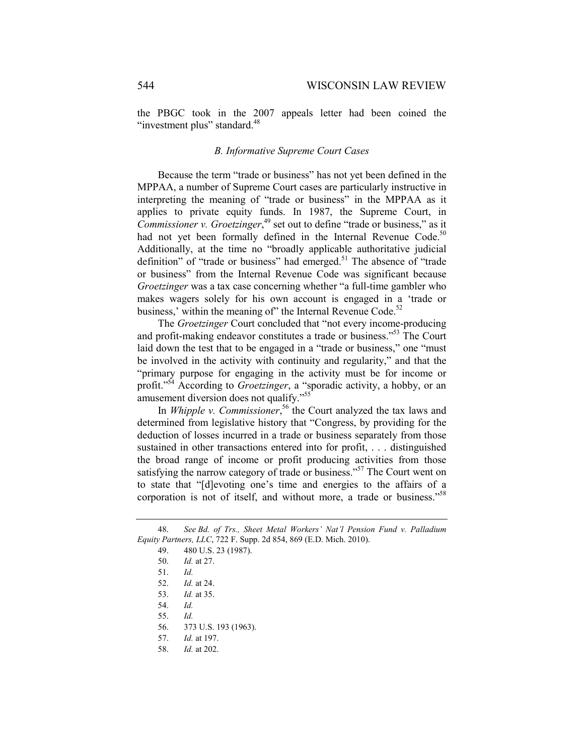the PBGC took in the 2007 appeals letter had been coined the "investment plus" standard.[48]

### *B. Informative Supreme Court Cases*

Because the term "trade or business" has not yet been defined in the MPPAA, a number of Supreme Court cases are particularly instructive in interpreting the meaning of "trade or business" in the MPPAA as it applies to private equity funds. In 1987, the Supreme Court, in *Commissioner v. Groetzinger*,[49] set out to define "trade or business," as it had not yet been formally defined in the Internal Revenue Code.[50] Additionally, at the time no "broadly applicable authoritative judicial definition" of "trade or business" had emerged.[51] The absence of "trade or business" from the Internal Revenue Code was significant because *Groetzinger* was a tax case concerning whether "a full-time gambler who makes wagers solely for his own account is engaged in a 'trade or business,' within the meaning of" the Internal Revenue Code.[52]

The *Groetzinger* Court concluded that "not every income-producing and profit-making endeavor constitutes a trade or business."[53] The Court laid down the test that to be engaged in a "trade or business," one "must be involved in the activity with continuity and regularity," and that the "primary purpose for engaging in the activity must be for income or profit."[54] According to *Groetzinger*, a "sporadic activity, a hobby, or an amusement diversion does not qualify."[55]

In *Whipple v. Commissioner*,[56] the Court analyzed the tax laws and determined from legislative history that "Congress, by providing for the deduction of losses incurred in a trade or business separately from those sustained in other transactions entered into for profit, . . . distinguished the broad range of income or profit producing activities from those satisfying the narrow category of trade or business."[57] The Court went on to state that "[d]evoting one's time and energies to the affairs of a corporation is not of itself, and without more, a trade or business."[58]

---

48. *See Bd. of Trs., Sheet Metal Workers' Nat'l Pension Fund v. Palladium Equity Partners, LLC*, 722 F. Supp. 2d 854, 869 (E.D. Mich. 2010).

49. 480 U.S. 23 (1987).

50. *Id.* at 27.

51. *Id.*

52. *Id.* at 24.

53. *Id.* at 35.

54. *Id.*

55. *Id.*

56. 373 U.S. 193 (1963).

57. *Id.* at 197.

58. *Id.* at 202.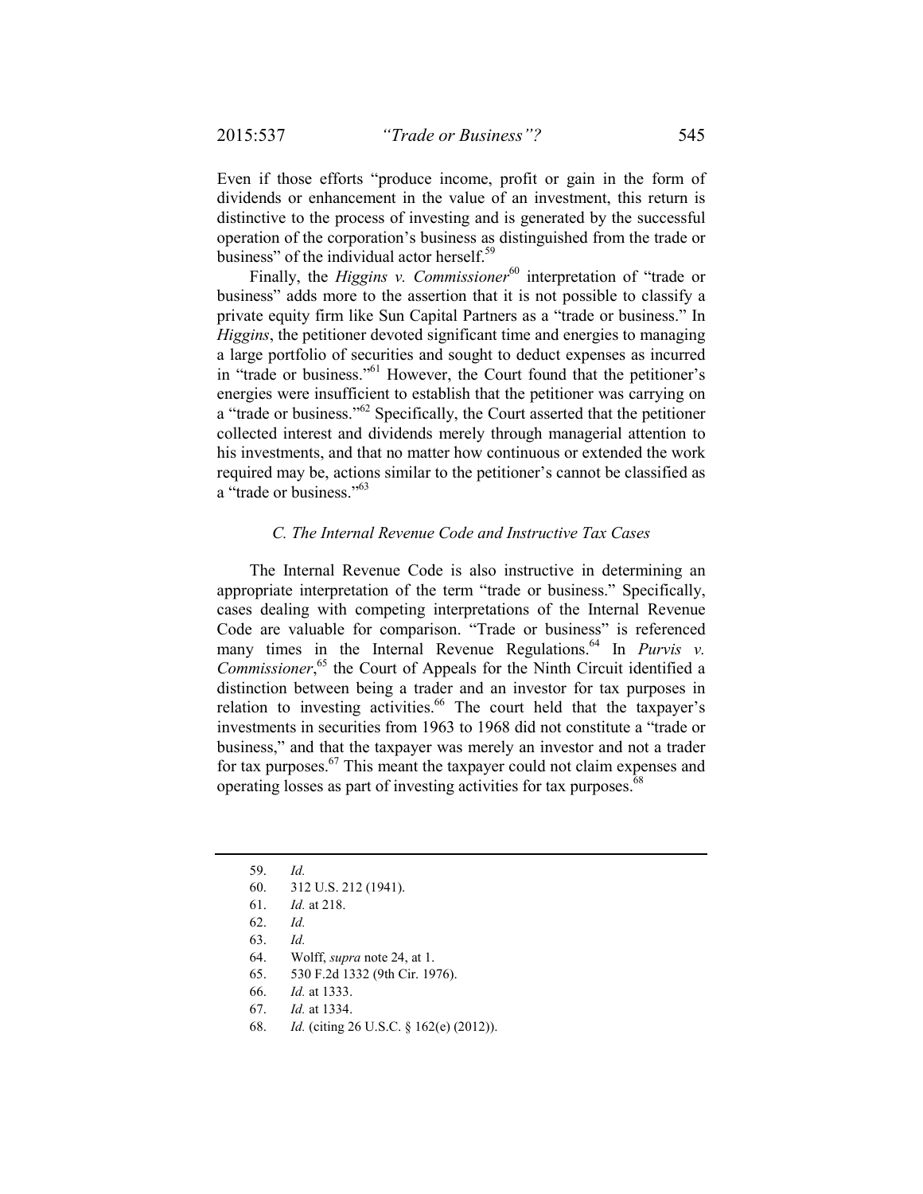Even if those efforts "produce income, profit or gain in the form of dividends or enhancement in the value of an investment, this return is distinctive to the process of investing and is generated by the successful operation of the corporation's business as distinguished from the trade or business" of the individual actor herself.[59]

Finally, the *Higgins v. Commissioner*[60] interpretation of "trade or business" adds more to the assertion that it is not possible to classify a private equity firm like Sun Capital Partners as a "trade or business." In *Higgins*, the petitioner devoted significant time and energies to managing a large portfolio of securities and sought to deduct expenses as incurred in "trade or business."[61] However, the Court found that the petitioner's energies were insufficient to establish that the petitioner was carrying on a "trade or business."[62] Specifically, the Court asserted that the petitioner collected interest and dividends merely through managerial attention to his investments, and that no matter how continuous or extended the work required may be, actions similar to the petitioner's cannot be classified as a "trade or business."[63]

### *C. The Internal Revenue Code and Instructive Tax Cases*

The Internal Revenue Code is also instructive in determining an appropriate interpretation of the term "trade or business." Specifically, cases dealing with competing interpretations of the Internal Revenue Code are valuable for comparison. "Trade or business" is referenced many times in the Internal Revenue Regulations.[64] In *Purvis v. Commissioner*,[65] the Court of Appeals for the Ninth Circuit identified a distinction between being a trader and an investor for tax purposes in relation to investing activities.[66] The court held that the taxpayer's investments in securities from 1963 to 1968 did not constitute a "trade or business," and that the taxpayer was merely an investor and not a trader for tax purposes.[67] This meant the taxpayer could not claim expenses and operating losses as part of investing activities for tax purposes.[68]

---

59. *Id.*
60. 312 U.S. 212 (1941).
61. *Id.* at 218.
62. *Id.*
63. *Id.*
64. Wolff, *supra* note 24, at 1.
65. 530 F.2d 1332 (9th Cir. 1976).
66. *Id.* at 1333.
67. *Id.* at 1334.
68. *Id.* (citing 26 U.S.C. § 162(e) (2012)).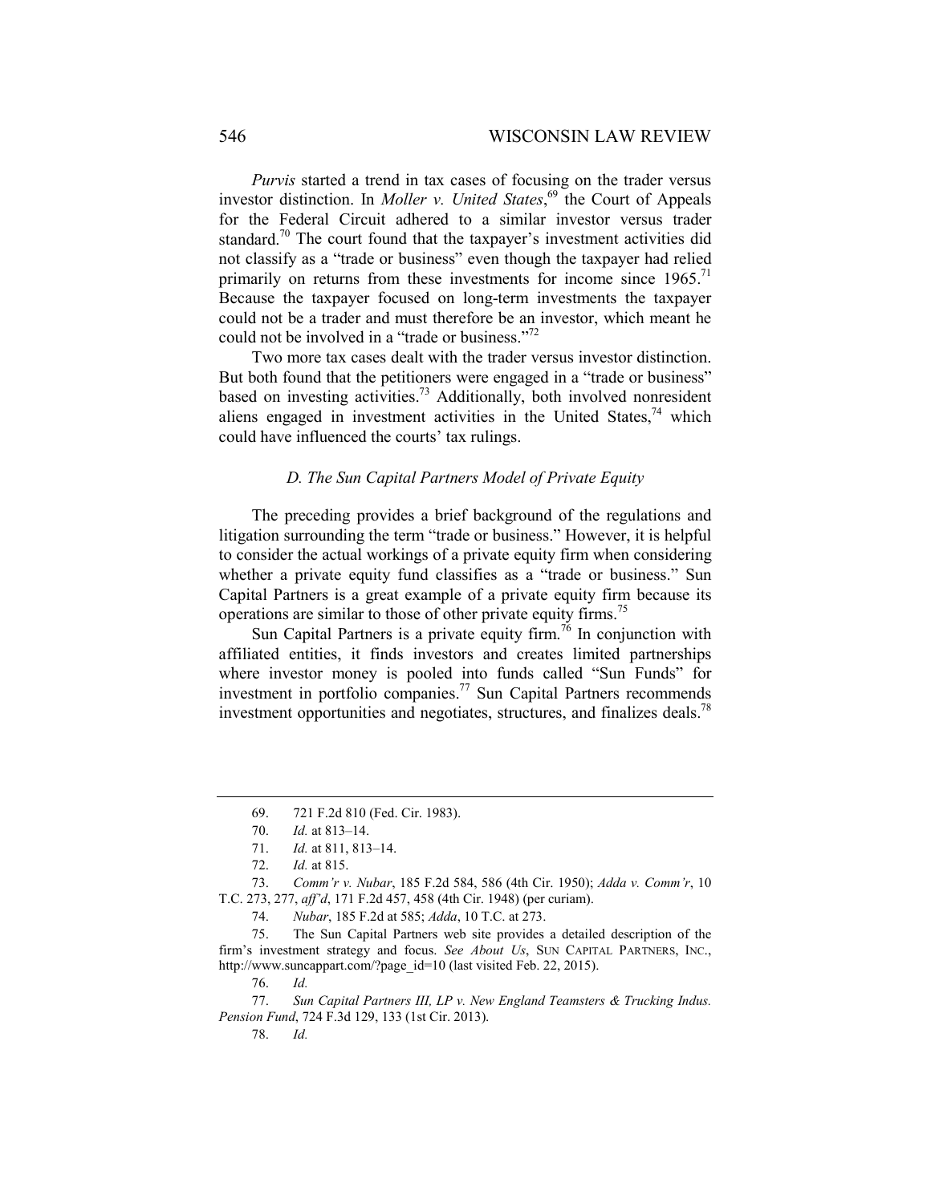*Purvis* started a trend in tax cases of focusing on the trader versus investor distinction. In *Moller v. United States*,[69] the Court of Appeals for the Federal Circuit adhered to a similar investor versus trader standard.[70] The court found that the taxpayer's investment activities did not classify as a "trade or business" even though the taxpayer had relied primarily on returns from these investments for income since 1965.[71] Because the taxpayer focused on long-term investments the taxpayer could not be a trader and must therefore be an investor, which meant he could not be involved in a "trade or business."[72]

Two more tax cases dealt with the trader versus investor distinction. But both found that the petitioners were engaged in a "trade or business" based on investing activities.[73] Additionally, both involved nonresident aliens engaged in investment activities in the United States,[74] which could have influenced the courts' tax rulings.

### *D. The Sun Capital Partners Model of Private Equity*

The preceding provides a brief background of the regulations and litigation surrounding the term "trade or business." However, it is helpful to consider the actual workings of a private equity firm when considering whether a private equity fund classifies as a "trade or business." Sun Capital Partners is a great example of a private equity firm because its operations are similar to those of other private equity firms.[75]

Sun Capital Partners is a private equity firm.[76] In conjunction with affiliated entities, it finds investors and creates limited partnerships where investor money is pooled into funds called "Sun Funds" for investment in portfolio companies.[77] Sun Capital Partners recommends investment opportunities and negotiates, structures, and finalizes deals.[78]

---

69. 721 F.2d 810 (Fed. Cir. 1983).

70. *Id.* at 813–14.

71. *Id.* at 811, 813–14.

72. *Id.* at 815.

73. *Comm'r v. Nubar*, 185 F.2d 584, 586 (4th Cir. 1950); *Adda v. Comm'r*, 10 T.C. 273, 277, *aff'd*, 171 F.2d 457, 458 (4th Cir. 1948) (per curiam).

74. *Nubar*, 185 F.2d at 585; *Adda*, 10 T.C. at 273.

75. The Sun Capital Partners web site provides a detailed description of the firm's investment strategy and focus. *See About Us*, SUN CAPITAL PARTNERS, INC., http://www.suncappart.com/?page_id=10 (last visited Feb. 22, 2015).

76. *Id.*

77. *Sun Capital Partners III, LP v. New England Teamsters & Trucking Indus. Pension Fund*, 724 F.3d 129, 133 (1st Cir. 2013).

78. *Id.*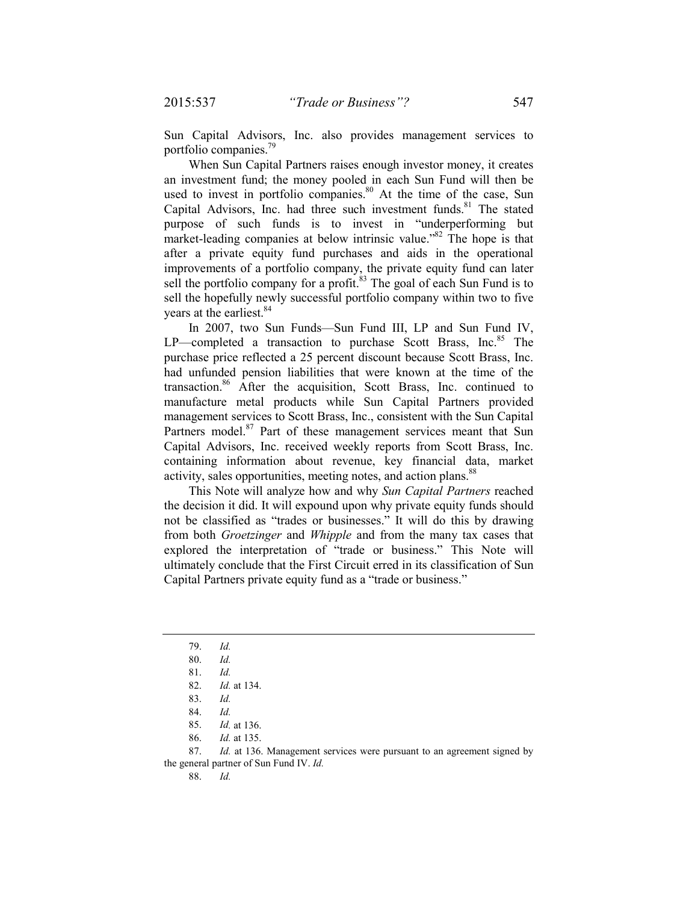Sun Capital Advisors, Inc. also provides management services to portfolio companies.[79]

When Sun Capital Partners raises enough investor money, it creates an investment fund; the money pooled in each Sun Fund will then be used to invest in portfolio companies.[80] At the time of the case, Sun Capital Advisors, Inc. had three such investment funds.[81] The stated purpose of such funds is to invest in "underperforming but market-leading companies at below intrinsic value."[82] The hope is that after a private equity fund purchases and aids in the operational improvements of a portfolio company, the private equity fund can later sell the portfolio company for a profit.[83] The goal of each Sun Fund is to sell the hopefully newly successful portfolio company within two to five years at the earliest.[84]

In 2007, two Sun Funds—Sun Fund III, LP and Sun Fund IV, LP—completed a transaction to purchase Scott Brass, Inc.[85] The purchase price reflected a 25 percent discount because Scott Brass, Inc. had unfunded pension liabilities that were known at the time of the transaction.[86] After the acquisition, Scott Brass, Inc. continued to manufacture metal products while Sun Capital Partners provided management services to Scott Brass, Inc., consistent with the Sun Capital Partners model.[87] Part of these management services meant that Sun Capital Advisors, Inc. received weekly reports from Scott Brass, Inc. containing information about revenue, key financial data, market activity, sales opportunities, meeting notes, and action plans.[88]

This Note will analyze how and why *Sun Capital Partners* reached the decision it did. It will expound upon why private equity funds should not be classified as "trades or businesses." It will do this by drawing from both *Groetzinger* and *Whipple* and from the many tax cases that explored the interpretation of "trade or business." This Note will ultimately conclude that the First Circuit erred in its classification of Sun Capital Partners private equity fund as a "trade or business."

---

79. *Id.*

80. *Id.*

81. *Id.*

82. *Id.* at 134.

83. *Id.*

84. *Id.*

85. *Id.* at 136.

86. *Id.* at 135.

87. *Id.* at 136. Management services were pursuant to an agreement signed by the general partner of Sun Fund IV. *Id.*

88. *Id.*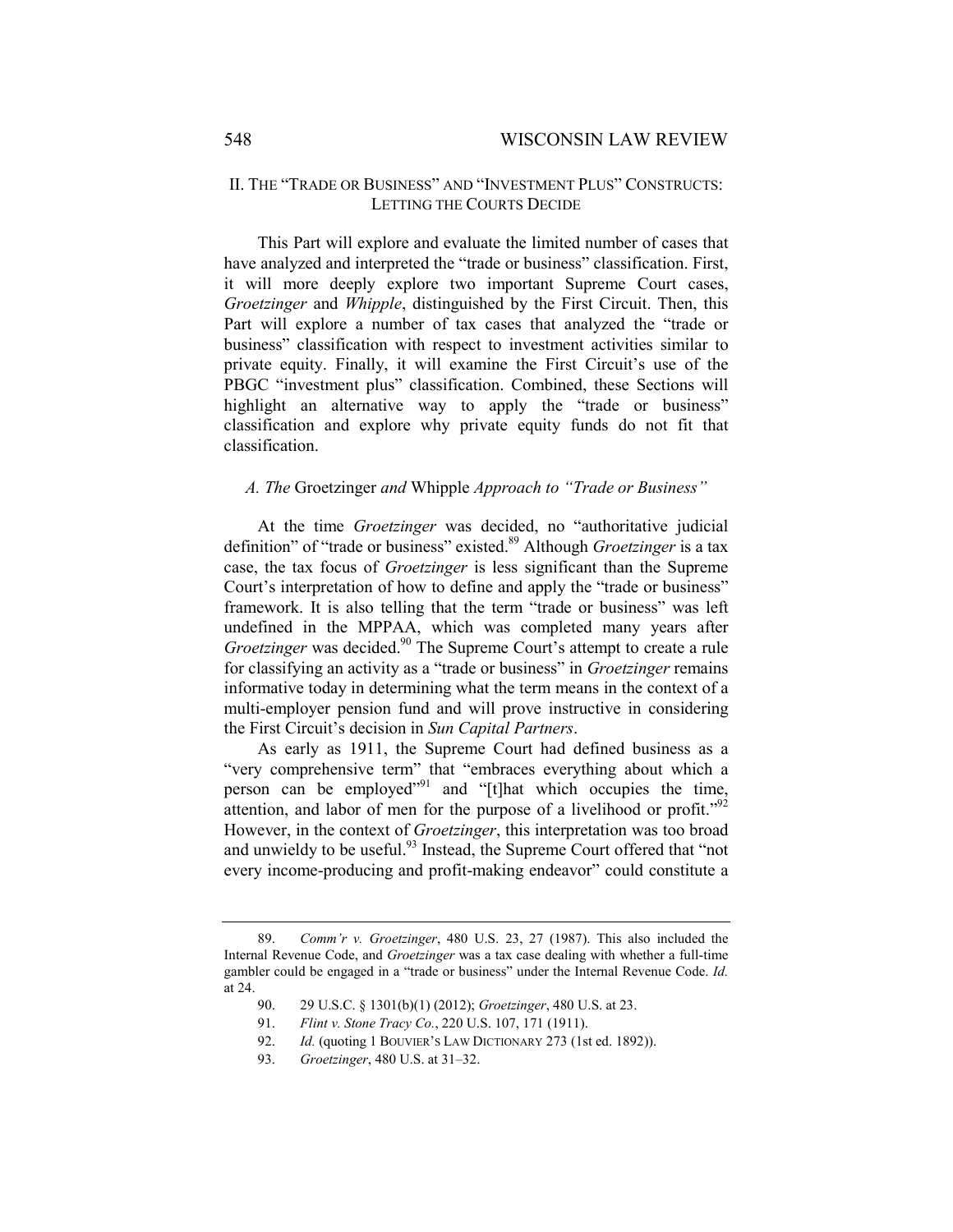## II. THE "TRADE OR BUSINESS" AND "INVESTMENT PLUS" CONSTRUCTS: LETTING THE COURTS DECIDE

This Part will explore and evaluate the limited number of cases that have analyzed and interpreted the "trade or business" classification. First, it will more deeply explore two important Supreme Court cases, *Groetzinger* and *Whipple*, distinguished by the First Circuit. Then, this Part will explore a number of tax cases that analyzed the "trade or business" classification with respect to investment activities similar to private equity. Finally, it will examine the First Circuit's use of the PBGC "investment plus" classification. Combined, these Sections will highlight an alternative way to apply the "trade or business" classification and explore why private equity funds do not fit that classification.

### *A. The* Groetzinger *and* Whipple *Approach to "Trade or Business"*

At the time *Groetzinger* was decided, no "authoritative judicial definition" of "trade or business" existed.[89] Although *Groetzinger* is a tax case, the tax focus of *Groetzinger* is less significant than the Supreme Court's interpretation of how to define and apply the "trade or business" framework. It is also telling that the term "trade or business" was left undefined in the MPPAA, which was completed many years after *Groetzinger* was decided.[90] The Supreme Court's attempt to create a rule for classifying an activity as a "trade or business" in *Groetzinger* remains informative today in determining what the term means in the context of a multi-employer pension fund and will prove instructive in considering the First Circuit's decision in *Sun Capital Partners*.

As early as 1911, the Supreme Court had defined business as a "very comprehensive term" that "embraces everything about which a person can be employed"[91] and "[t]hat which occupies the time, attention, and labor of men for the purpose of a livelihood or profit."[92] However, in the context of *Groetzinger*, this interpretation was too broad and unwieldy to be useful.[93] Instead, the Supreme Court offered that "not every income-producing and profit-making endeavor" could constitute a

---

89. *Comm'r v. Groetzinger*, 480 U.S. 23, 27 (1987). This also included the Internal Revenue Code, and *Groetzinger* was a tax case dealing with whether a full-time gambler could be engaged in a "trade or business" under the Internal Revenue Code. *Id.* at 24.

90. 29 U.S.C. § 1301(b)(1) (2012); *Groetzinger*, 480 U.S. at 23.

91. *Flint v. Stone Tracy Co.*, 220 U.S. 107, 171 (1911).

92. *Id.* (quoting 1 BOUVIER'S LAW DICTIONARY 273 (1st ed. 1892)).

93. *Groetzinger*, 480 U.S. at 31–32.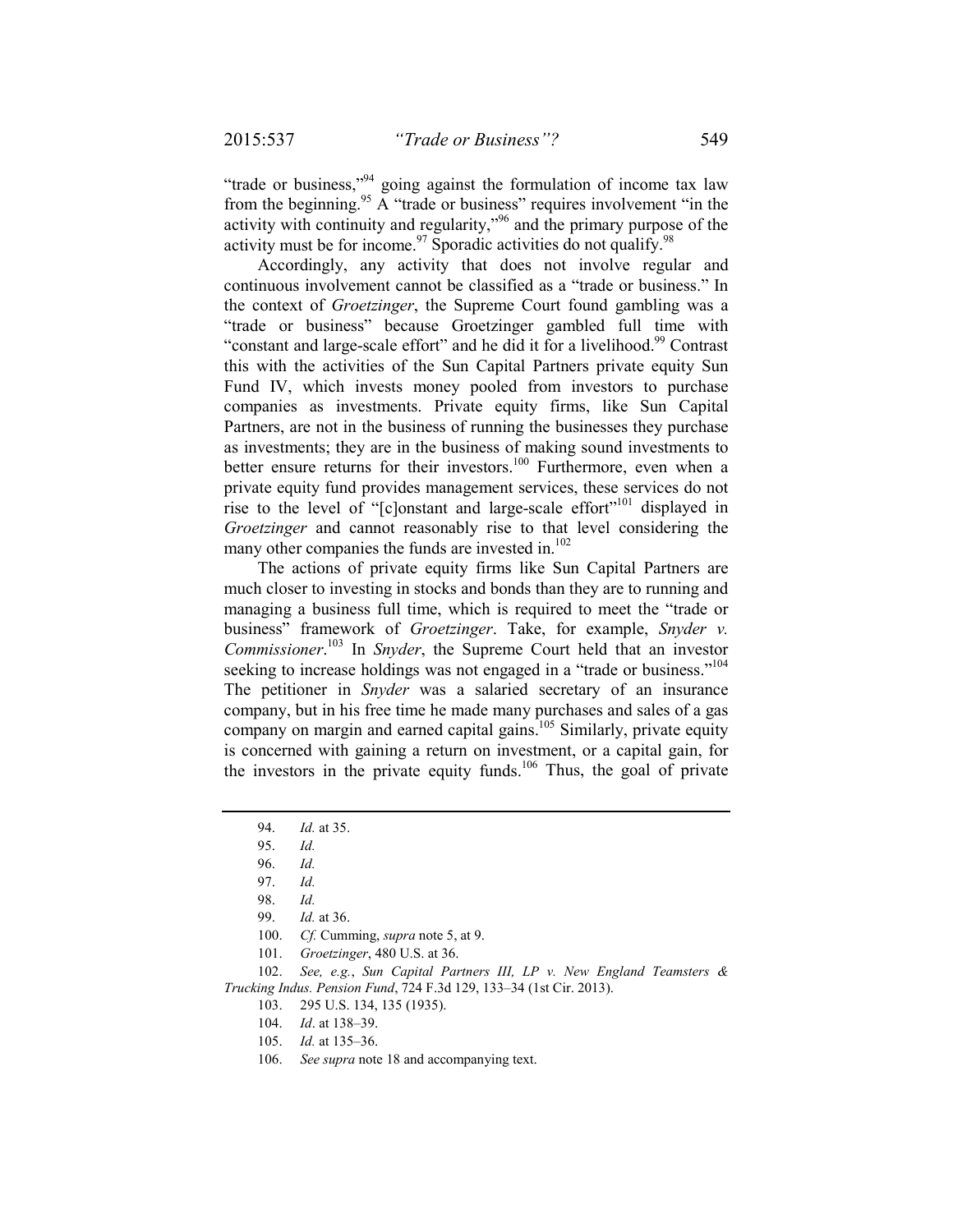"trade or business,"[94] going against the formulation of income tax law from the beginning.[95] A "trade or business" requires involvement "in the activity with continuity and regularity,"[96] and the primary purpose of the activity must be for income.[97] Sporadic activities do not qualify.[98]

Accordingly, any activity that does not involve regular and continuous involvement cannot be classified as a "trade or business." In the context of *Groetzinger*, the Supreme Court found gambling was a "trade or business" because Groetzinger gambled full time with "constant and large-scale effort" and he did it for a livelihood.[99] Contrast this with the activities of the Sun Capital Partners private equity Sun Fund IV, which invests money pooled from investors to purchase companies as investments. Private equity firms, like Sun Capital Partners, are not in the business of running the businesses they purchase as investments; they are in the business of making sound investments to better ensure returns for their investors.[100] Furthermore, even when a private equity fund provides management services, these services do not rise to the level of "[c]onstant and large-scale effort"[101] displayed in *Groetzinger* and cannot reasonably rise to that level considering the many other companies the funds are invested in.[102]

The actions of private equity firms like Sun Capital Partners are much closer to investing in stocks and bonds than they are to running and managing a business full time, which is required to meet the "trade or business" framework of *Groetzinger*. Take, for example, *Snyder v. Commissioner*.[103] In *Snyder*, the Supreme Court held that an investor seeking to increase holdings was not engaged in a "trade or business."[104] The petitioner in *Snyder* was a salaried secretary of an insurance company, but in his free time he made many purchases and sales of a gas company on margin and earned capital gains.[105] Similarly, private equity is concerned with gaining a return on investment, or a capital gain, for the investors in the private equity funds.[106] Thus, the goal of private

---

94. *Id.* at 35.

95. *Id.*

96. *Id.*

97. *Id.*

98. *Id.*

99. *Id.* at 36.

100. *Cf.* Cumming, *supra* note 5, at 9.

101. *Groetzinger*, 480 U.S. at 36.

102. *See, e.g.*, *Sun Capital Partners III, LP v. New England Teamsters & Trucking Indus. Pension Fund*, 724 F.3d 129, 133–34 (1st Cir. 2013).

103. 295 U.S. 134, 135 (1935).

104. *Id*. at 138–39.

105. *Id.* at 135–36.

106. *See supra* note 18 and accompanying text.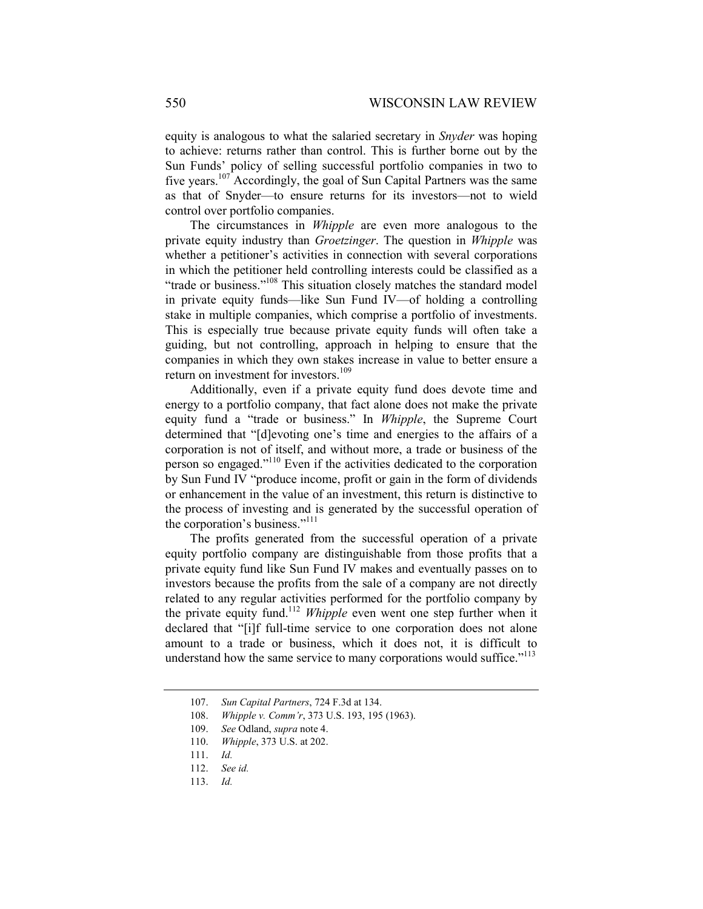equity is analogous to what the salaried secretary in *Snyder* was hoping to achieve: returns rather than control. This is further borne out by the Sun Funds' policy of selling successful portfolio companies in two to five years.[107] Accordingly, the goal of Sun Capital Partners was the same as that of Snyder—to ensure returns for its investors—not to wield control over portfolio companies.

The circumstances in *Whipple* are even more analogous to the private equity industry than *Groetzinger*. The question in *Whipple* was whether a petitioner's activities in connection with several corporations in which the petitioner held controlling interests could be classified as a "trade or business."[108] This situation closely matches the standard model in private equity funds—like Sun Fund IV—of holding a controlling stake in multiple companies, which comprise a portfolio of investments. This is especially true because private equity funds will often take a guiding, but not controlling, approach in helping to ensure that the companies in which they own stakes increase in value to better ensure a return on investment for investors.[109]

Additionally, even if a private equity fund does devote time and energy to a portfolio company, that fact alone does not make the private equity fund a "trade or business." In *Whipple*, the Supreme Court determined that "[d]evoting one's time and energies to the affairs of a corporation is not of itself, and without more, a trade or business of the person so engaged."[110] Even if the activities dedicated to the corporation by Sun Fund IV "produce income, profit or gain in the form of dividends or enhancement in the value of an investment, this return is distinctive to the process of investing and is generated by the successful operation of the corporation's business."[111]

The profits generated from the successful operation of a private equity portfolio company are distinguishable from those profits that a private equity fund like Sun Fund IV makes and eventually passes on to investors because the profits from the sale of a company are not directly related to any regular activities performed for the portfolio company by the private equity fund.[112] *Whipple* even went one step further when it declared that "[i]f full-time service to one corporation does not alone amount to a trade or business, which it does not, it is difficult to understand how the same service to many corporations would suffice."[113]

---

107. *Sun Capital Partners*, 724 F.3d at 134.

108. *Whipple v. Comm'r*, 373 U.S. 193, 195 (1963).

109. *See* Odland, *supra* note 4.

110. *Whipple*, 373 U.S. at 202.

111. *Id.*

112. *See id.*

113. *Id.*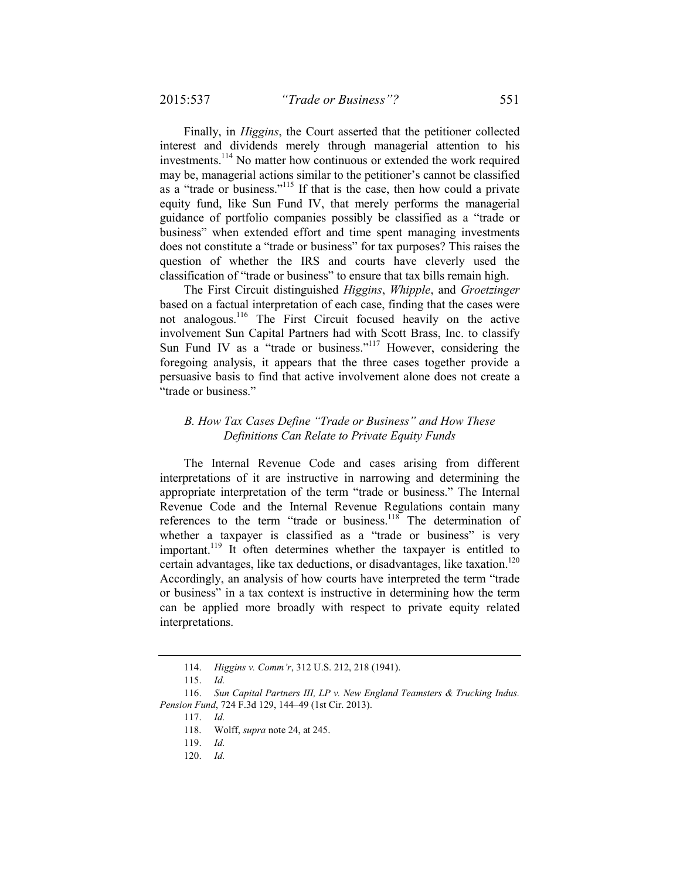Finally, in *Higgins*, the Court asserted that the petitioner collected interest and dividends merely through managerial attention to his investments.[114] No matter how continuous or extended the work required may be, managerial actions similar to the petitioner's cannot be classified as a "trade or business."[115] If that is the case, then how could a private equity fund, like Sun Fund IV, that merely performs the managerial guidance of portfolio companies possibly be classified as a "trade or business" when extended effort and time spent managing investments does not constitute a "trade or business" for tax purposes? This raises the question of whether the IRS and courts have cleverly used the classification of "trade or business" to ensure that tax bills remain high.

The First Circuit distinguished *Higgins*, *Whipple*, and *Groetzinger* based on a factual interpretation of each case, finding that the cases were not analogous.[116] The First Circuit focused heavily on the active involvement Sun Capital Partners had with Scott Brass, Inc. to classify Sun Fund IV as a "trade or business."[117] However, considering the foregoing analysis, it appears that the three cases together provide a persuasive basis to find that active involvement alone does not create a "trade or business."

### *B. How Tax Cases Define "Trade or Business" and How These Definitions Can Relate to Private Equity Funds*

The Internal Revenue Code and cases arising from different interpretations of it are instructive in narrowing and determining the appropriate interpretation of the term "trade or business." The Internal Revenue Code and the Internal Revenue Regulations contain many references to the term "trade or business.[118] The determination of whether a taxpayer is classified as a "trade or business" is very important.[119] It often determines whether the taxpayer is entitled to certain advantages, like tax deductions, or disadvantages, like taxation.[120] Accordingly, an analysis of how courts have interpreted the term "trade or business" in a tax context is instructive in determining how the term can be applied more broadly with respect to private equity related interpretations.

---

114. *Higgins v. Comm'r*, 312 U.S. 212, 218 (1941).

115. *Id.*

116. *Sun Capital Partners III, LP v. New England Teamsters & Trucking Indus. Pension Fund*, 724 F.3d 129, 144–49 (1st Cir. 2013).

117. *Id.*

118. Wolff, *supra* note 24, at 245.

119. *Id.*

120. *Id.*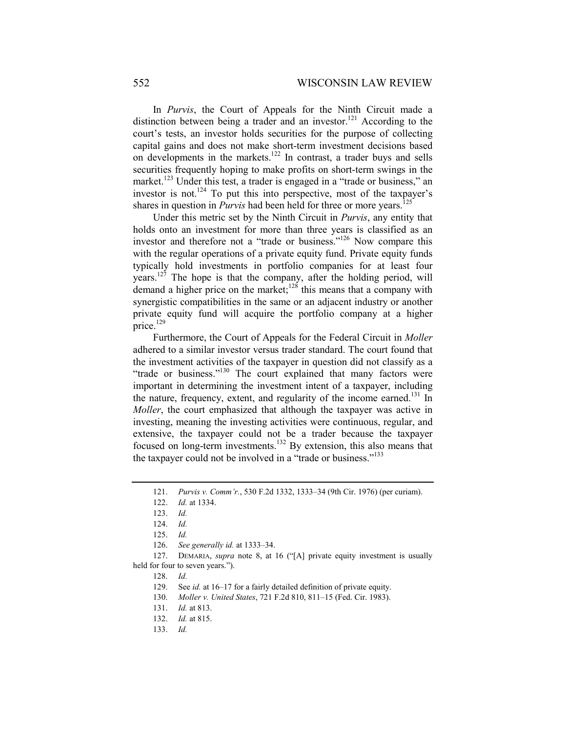In *Purvis*, the Court of Appeals for the Ninth Circuit made a distinction between being a trader and an investor.[121] According to the court's tests, an investor holds securities for the purpose of collecting capital gains and does not make short-term investment decisions based on developments in the markets.[122] In contrast, a trader buys and sells securities frequently hoping to make profits on short-term swings in the market.[123] Under this test, a trader is engaged in a "trade or business," an investor is not.[124] To put this into perspective, most of the taxpayer's shares in question in *Purvis* had been held for three or more years.[125]

Under this metric set by the Ninth Circuit in *Purvis*, any entity that holds onto an investment for more than three years is classified as an investor and therefore not a "trade or business."[126] Now compare this with the regular operations of a private equity fund. Private equity funds typically hold investments in portfolio companies for at least four years.[127] The hope is that the company, after the holding period, will demand a higher price on the market;[128] this means that a company with synergistic compatibilities in the same or an adjacent industry or another private equity fund will acquire the portfolio company at a higher price.[129]

Furthermore, the Court of Appeals for the Federal Circuit in *Moller* adhered to a similar investor versus trader standard. The court found that the investment activities of the taxpayer in question did not classify as a "trade or business."[130] The court explained that many factors were important in determining the investment intent of a taxpayer, including the nature, frequency, extent, and regularity of the income earned.[131] In *Moller*, the court emphasized that although the taxpayer was active in investing, meaning the investing activities were continuous, regular, and extensive, the taxpayer could not be a trader because the taxpayer focused on long-term investments.[132] By extension, this also means that the taxpayer could not be involved in a "trade or business."[133]

---

121. *Purvis v. Comm'r.*, 530 F.2d 1332, 1333–34 (9th Cir. 1976) (per curiam).

122. *Id.* at 1334.

123. *Id.*

124. *Id.*

125. *Id.*

126. *See generally id.* at 1333–34.

127. DEMARIA, *supra* note 8, at 16 ("[A] private equity investment is usually held for four to seven years.").

128. *Id.*

129. See *id.* at 16–17 for a fairly detailed definition of private equity.

130. *Moller v. United States*, 721 F.2d 810, 811–15 (Fed. Cir. 1983).

131. *Id.* at 813.

132. *Id.* at 815.

133. *Id.*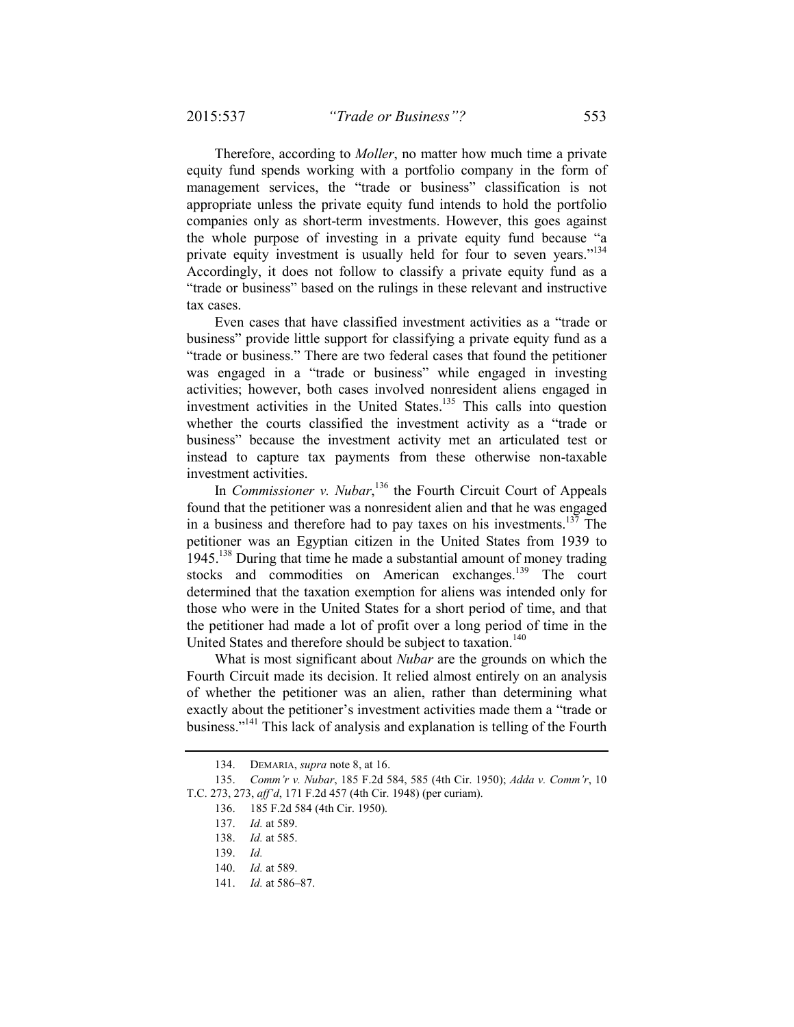Therefore, according to *Moller*, no matter how much time a private equity fund spends working with a portfolio company in the form of management services, the "trade or business" classification is not appropriate unless the private equity fund intends to hold the portfolio companies only as short-term investments. However, this goes against the whole purpose of investing in a private equity fund because "a private equity investment is usually held for four to seven years."[134] Accordingly, it does not follow to classify a private equity fund as a "trade or business" based on the rulings in these relevant and instructive tax cases.

Even cases that have classified investment activities as a "trade or business" provide little support for classifying a private equity fund as a "trade or business." There are two federal cases that found the petitioner was engaged in a "trade or business" while engaged in investing activities; however, both cases involved nonresident aliens engaged in investment activities in the United States.[135] This calls into question whether the courts classified the investment activity as a "trade or business" because the investment activity met an articulated test or instead to capture tax payments from these otherwise non-taxable investment activities.

In *Commissioner v. Nubar*,[136] the Fourth Circuit Court of Appeals found that the petitioner was a nonresident alien and that he was engaged in a business and therefore had to pay taxes on his investments.[137] The petitioner was an Egyptian citizen in the United States from 1939 to 1945.[138] During that time he made a substantial amount of money trading stocks and commodities on American exchanges.[139] The court determined that the taxation exemption for aliens was intended only for those who were in the United States for a short period of time, and that the petitioner had made a lot of profit over a long period of time in the United States and therefore should be subject to taxation.[140]

What is most significant about *Nubar* are the grounds on which the Fourth Circuit made its decision. It relied almost entirely on an analysis of whether the petitioner was an alien, rather than determining what exactly about the petitioner's investment activities made them a "trade or business."[141] This lack of analysis and explanation is telling of the Fourth

---

134. DEMARIA, *supra* note 8, at 16.

135. *Comm'r v. Nubar*, 185 F.2d 584, 585 (4th Cir. 1950); *Adda v. Comm'r*, 10 T.C. 273, 273, *aff'd*, 171 F.2d 457 (4th Cir. 1948) (per curiam).

136. 185 F.2d 584 (4th Cir. 1950).

137. *Id.* at 589.

138. *Id.* at 585.

139. *Id.*

140. *Id.* at 589.

141. *Id.* at 586–87.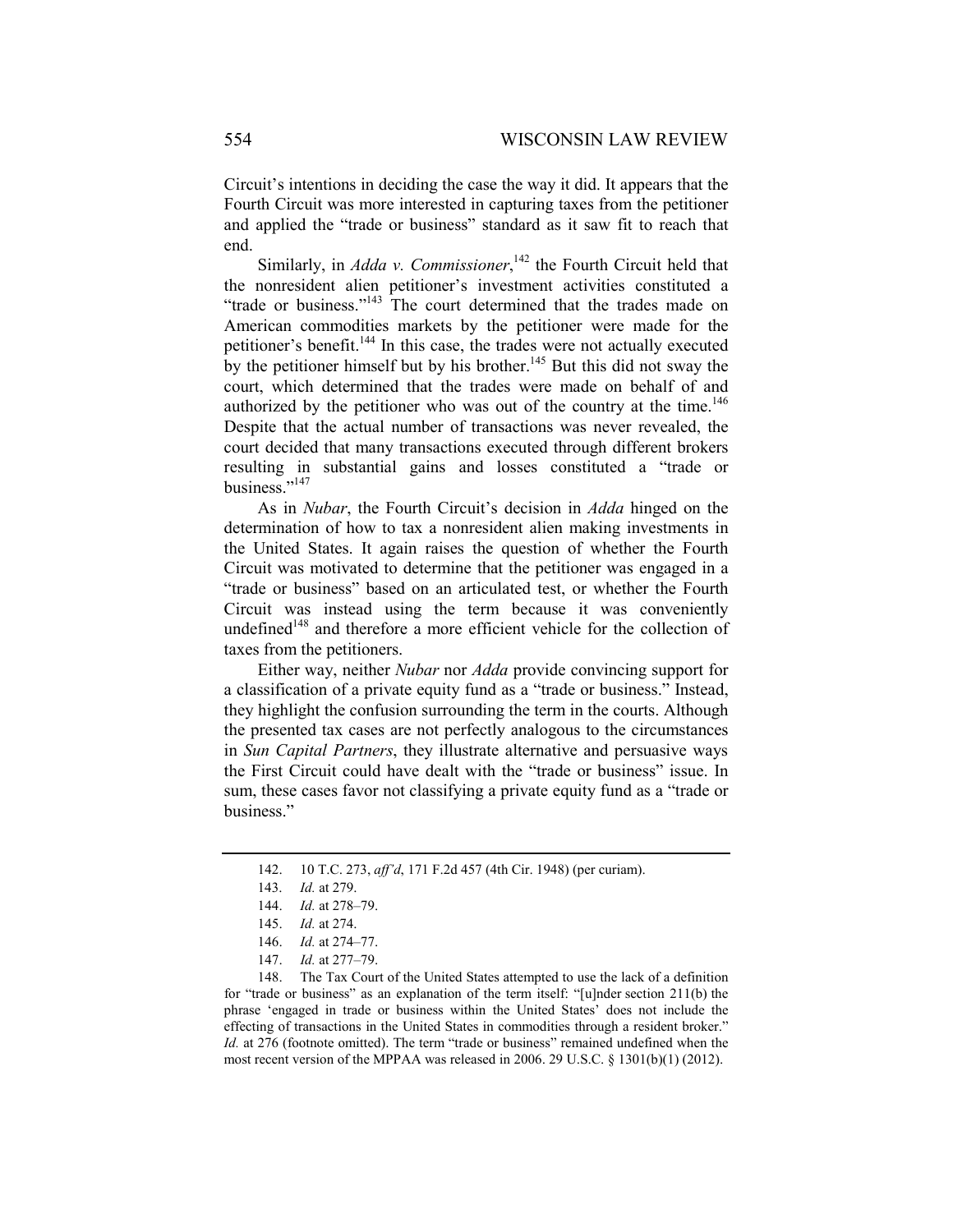Circuit's intentions in deciding the case the way it did. It appears that the Fourth Circuit was more interested in capturing taxes from the petitioner and applied the "trade or business" standard as it saw fit to reach that end.

Similarly, in *Adda v. Commissioner*,[142] the Fourth Circuit held that the nonresident alien petitioner's investment activities constituted a "trade or business."[143] The court determined that the trades made on American commodities markets by the petitioner were made for the petitioner's benefit.[144] In this case, the trades were not actually executed by the petitioner himself but by his brother.[145] But this did not sway the court, which determined that the trades were made on behalf of and authorized by the petitioner who was out of the country at the time.[146] Despite that the actual number of transactions was never revealed, the court decided that many transactions executed through different brokers resulting in substantial gains and losses constituted a "trade or business."[147]

As in *Nubar*, the Fourth Circuit's decision in *Adda* hinged on the determination of how to tax a nonresident alien making investments in the United States. It again raises the question of whether the Fourth Circuit was motivated to determine that the petitioner was engaged in a "trade or business" based on an articulated test, or whether the Fourth Circuit was instead using the term because it was conveniently undefined[148] and therefore a more efficient vehicle for the collection of taxes from the petitioners.

Either way, neither *Nubar* nor *Adda* provide convincing support for a classification of a private equity fund as a "trade or business." Instead, they highlight the confusion surrounding the term in the courts. Although the presented tax cases are not perfectly analogous to the circumstances in *Sun Capital Partners*, they illustrate alternative and persuasive ways the First Circuit could have dealt with the "trade or business" issue. In sum, these cases favor not classifying a private equity fund as a "trade or business."

---

142. 10 T.C. 273, *aff'd*, 171 F.2d 457 (4th Cir. 1948) (per curiam).

143. *Id.* at 279.

144. *Id.* at 278–79.

145. *Id.* at 274.

146. *Id.* at 274–77.

147. *Id.* at 277–79.

148. The Tax Court of the United States attempted to use the lack of a definition for "trade or business" as an explanation of the term itself: "[u]nder section 211(b) the phrase 'engaged in trade or business within the United States' does not include the effecting of transactions in the United States in commodities through a resident broker." *Id.* at 276 (footnote omitted). The term "trade or business" remained undefined when the most recent version of the MPPAA was released in 2006. 29 U.S.C. § 1301(b)(1) (2012).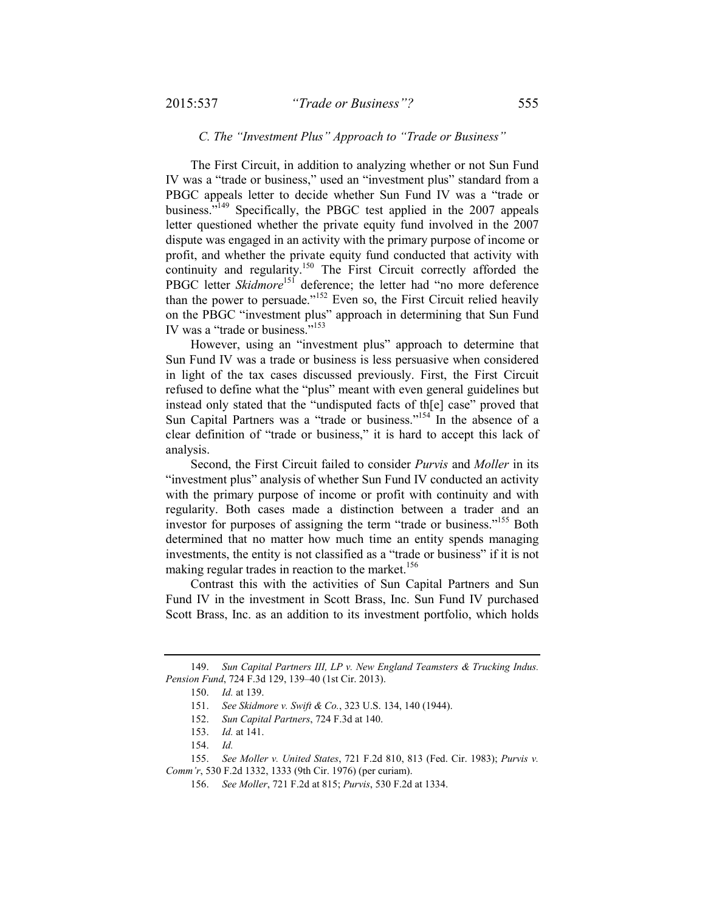### C. The "Investment Plus" Approach to "Trade or Business"

The First Circuit, in addition to analyzing whether or not Sun Fund IV was a "trade or business," used an "investment plus" standard from a PBGC appeals letter to decide whether Sun Fund IV was a "trade or business."[149] Specifically, the PBGC test applied in the 2007 appeals letter questioned whether the private equity fund involved in the 2007 dispute was engaged in an activity with the primary purpose of income or profit, and whether the private equity fund conducted that activity with continuity and regularity.[150] The First Circuit correctly afforded the PBGC letter *Skidmore*[151] deference; the letter had "no more deference than the power to persuade."[152] Even so, the First Circuit relied heavily on the PBGC "investment plus" approach in determining that Sun Fund IV was a "trade or business."[153]

However, using an "investment plus" approach to determine that Sun Fund IV was a trade or business is less persuasive when considered in light of the tax cases discussed previously. First, the First Circuit refused to define what the "plus" meant with even general guidelines but instead only stated that the "undisputed facts of th[e] case" proved that Sun Capital Partners was a "trade or business."[154] In the absence of a clear definition of "trade or business," it is hard to accept this lack of analysis.

Second, the First Circuit failed to consider *Purvis* and *Moller* in its "investment plus" analysis of whether Sun Fund IV conducted an activity with the primary purpose of income or profit with continuity and with regularity. Both cases made a distinction between a trader and an investor for purposes of assigning the term "trade or business."[155] Both determined that no matter how much time an entity spends managing investments, the entity is not classified as a "trade or business" if it is not making regular trades in reaction to the market.[156]

Contrast this with the activities of Sun Capital Partners and Sun Fund IV in the investment in Scott Brass, Inc. Sun Fund IV purchased Scott Brass, Inc. as an addition to its investment portfolio, which holds

---

149. *Sun Capital Partners III, LP v. New England Teamsters & Trucking Indus. Pension Fund*, 724 F.3d 129, 139–40 (1st Cir. 2013).

150. *Id.* at 139.

151. *See Skidmore v. Swift & Co.*, 323 U.S. 134, 140 (1944).

152. *Sun Capital Partners*, 724 F.3d at 140.

153. *Id.* at 141.

154. *Id.*

155. *See Moller v. United States*, 721 F.2d 810, 813 (Fed. Cir. 1983); *Purvis v. Comm'r*, 530 F.2d 1332, 1333 (9th Cir. 1976) (per curiam).

156. *See Moller*, 721 F.2d at 815; *Purvis*, 530 F.2d at 1334.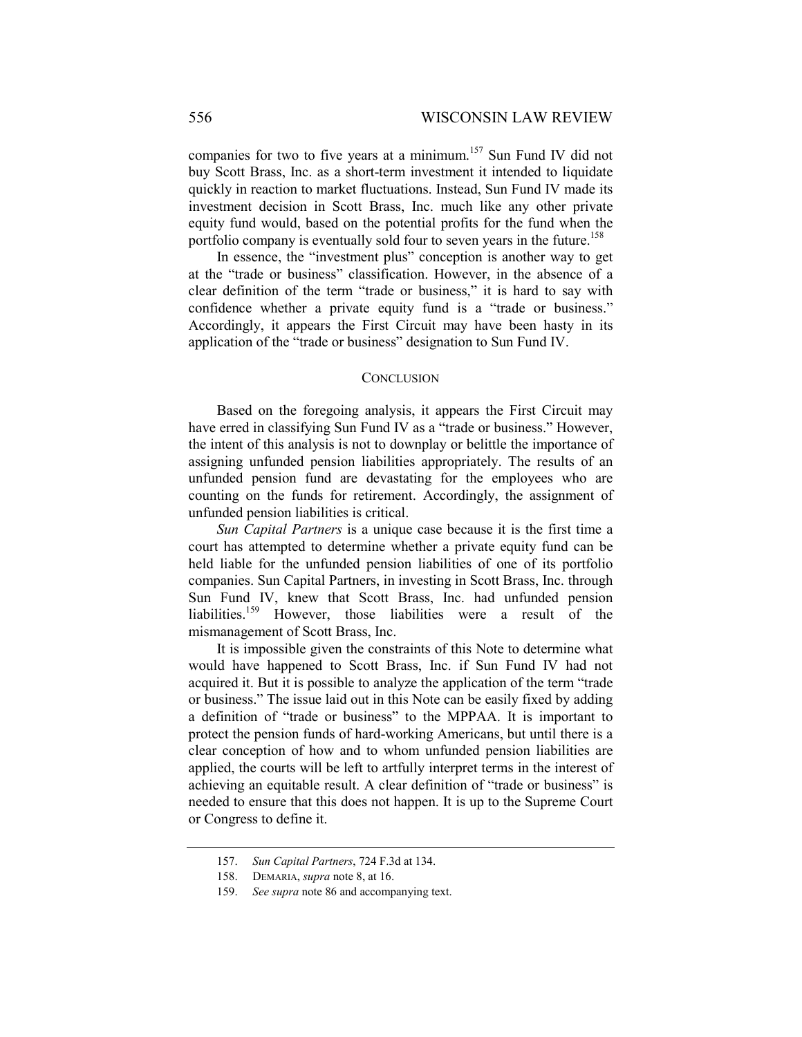companies for two to five years at a minimum.[157] Sun Fund IV did not buy Scott Brass, Inc. as a short-term investment it intended to liquidate quickly in reaction to market fluctuations. Instead, Sun Fund IV made its investment decision in Scott Brass, Inc. much like any other private equity fund would, based on the potential profits for the fund when the portfolio company is eventually sold four to seven years in the future.[158]

In essence, the "investment plus" conception is another way to get at the "trade or business" classification. However, in the absence of a clear definition of the term "trade or business," it is hard to say with confidence whether a private equity fund is a "trade or business." Accordingly, it appears the First Circuit may have been hasty in its application of the "trade or business" designation to Sun Fund IV.

## CONCLUSION

Based on the foregoing analysis, it appears the First Circuit may have erred in classifying Sun Fund IV as a "trade or business." However, the intent of this analysis is not to downplay or belittle the importance of assigning unfunded pension liabilities appropriately. The results of an unfunded pension fund are devastating for the employees who are counting on the funds for retirement. Accordingly, the assignment of unfunded pension liabilities is critical.

*Sun Capital Partners* is a unique case because it is the first time a court has attempted to determine whether a private equity fund can be held liable for the unfunded pension liabilities of one of its portfolio companies. Sun Capital Partners, in investing in Scott Brass, Inc. through Sun Fund IV, knew that Scott Brass, Inc. had unfunded pension liabilities.[159] However, those liabilities were a result of the mismanagement of Scott Brass, Inc.

It is impossible given the constraints of this Note to determine what would have happened to Scott Brass, Inc. if Sun Fund IV had not acquired it. But it is possible to analyze the application of the term "trade or business." The issue laid out in this Note can be easily fixed by adding a definition of "trade or business" to the MPPAA. It is important to protect the pension funds of hard-working Americans, but until there is a clear conception of how and to whom unfunded pension liabilities are applied, the courts will be left to artfully interpret terms in the interest of achieving an equitable result. A clear definition of "trade or business" is needed to ensure that this does not happen. It is up to the Supreme Court or Congress to define it.

---

157. *Sun Capital Partners*, 724 F.3d at 134.

158. DEMARIA, *supra* note 8, at 16.

159. *See supra* note 86 and accompanying text.